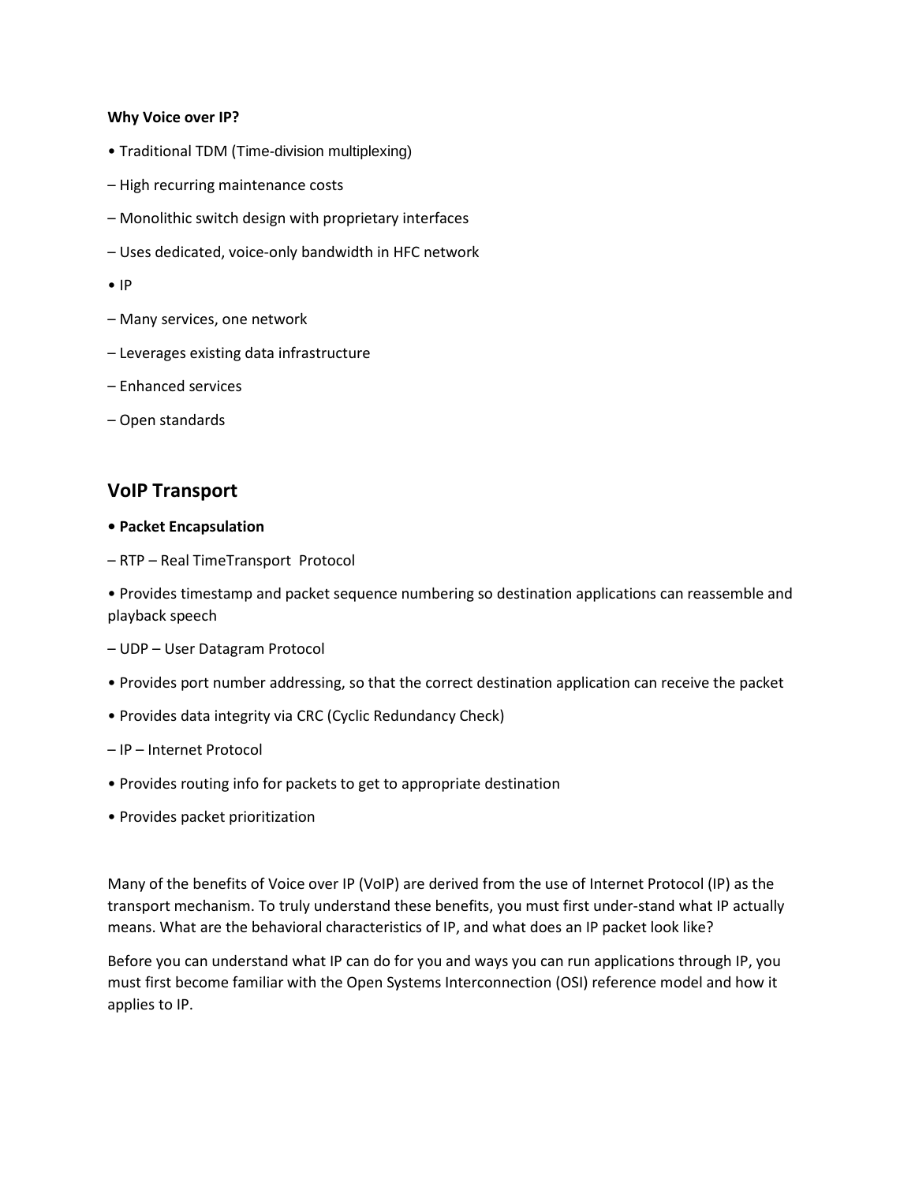**Why Voice over IP?**

• Traditional TDM (Time-division multiplexing)

– High recurring maintenance costs

– Monolithic switch design with proprietary interfaces

– Uses dedicated, voice-only bandwidth in HFC network

• IP

– Many services, one network

– Leverages existing data infrastructure

– Enhanced services

– Open standards

## VoIP Transport

**• Packet Encapsulation**

– RTP – Real TimeTransport Protocol

• Provides timestamp and packet sequence numbering so destination applications can reassemble and playback speech

– UDP – User Datagram Protocol

• Provides port number addressing, so that the correct destination application can receive the packet

• Provides data integrity via CRC (Cyclic Redundancy Check)

– IP – Internet Protocol

• Provides routing info for packets to get to appropriate destination

• Provides packet prioritization

Many of the benefits of Voice over IP (VoIP) are derived from the use of Internet Protocol (IP) as the transport mechanism. To truly understand these benefits, you must first under-stand what IP actually means. What are the behavioral characteristics of IP, and what does an IP packet look like?

Before you can understand what IP can do for you and ways you can run applications through IP, you must first become familiar with the Open Systems Interconnection (OSI) reference model and how it applies to IP.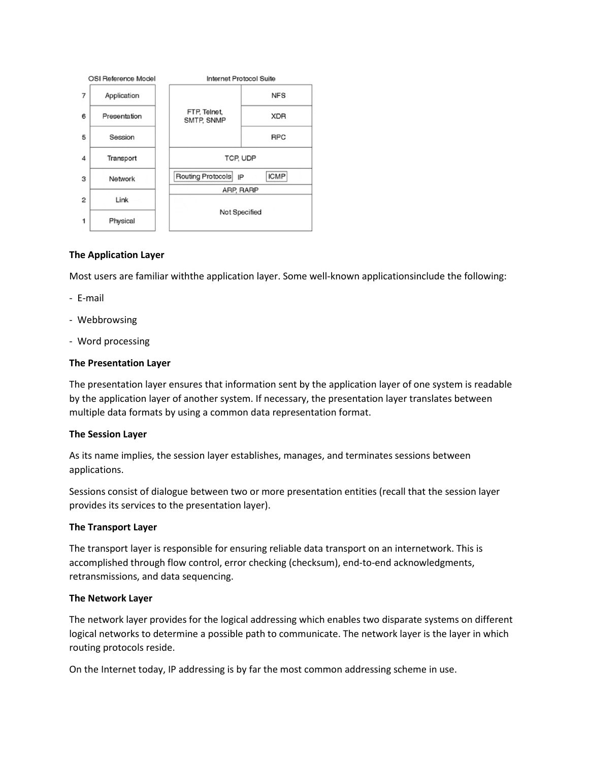| | OSI Reference Model | Internet Protocol Suite | |
|---|---|---|---|
| 7 | Application | FTP, Telnet, SMTP, SNMP | NFS |
| 6 | Presentation | | XDR |
| 5 | Session | | RPC |
| 4 | Transport | TCP, UDP | |
| 3 | Network | Routing Protocols IP ICMP | |
| | | ARP, RARP | |
| 2 | Link | Not Specified | |
| 1 | Physical | | |

**The Application Layer**

Most users are familiar withthe application layer. Some well-known applicationsinclude the following:

- E-mail
- Webbrowsing
- Word processing

**The Presentation Layer**

The presentation layer ensures that information sent by the application layer of one system is readable by the application layer of another system. If necessary, the presentation layer translates between multiple data formats by using a common data representation format.

**The Session Layer**

As its name implies, the session layer establishes, manages, and terminates sessions between applications.

Sessions consist of dialogue between two or more presentation entities (recall that the session layer provides its services to the presentation layer).

**The Transport Layer**

The transport layer is responsible for ensuring reliable data transport on an internetwork. This is accomplished through flow control, error checking (checksum), end-to-end acknowledgments, retransmissions, and data sequencing.

**The Network Layer**

The network layer provides for the logical addressing which enables two disparate systems on different logical networks to determine a possible path to communicate. The network layer is the layer in which routing protocols reside.

On the Internet today, IP addressing is by far the most common addressing scheme in use.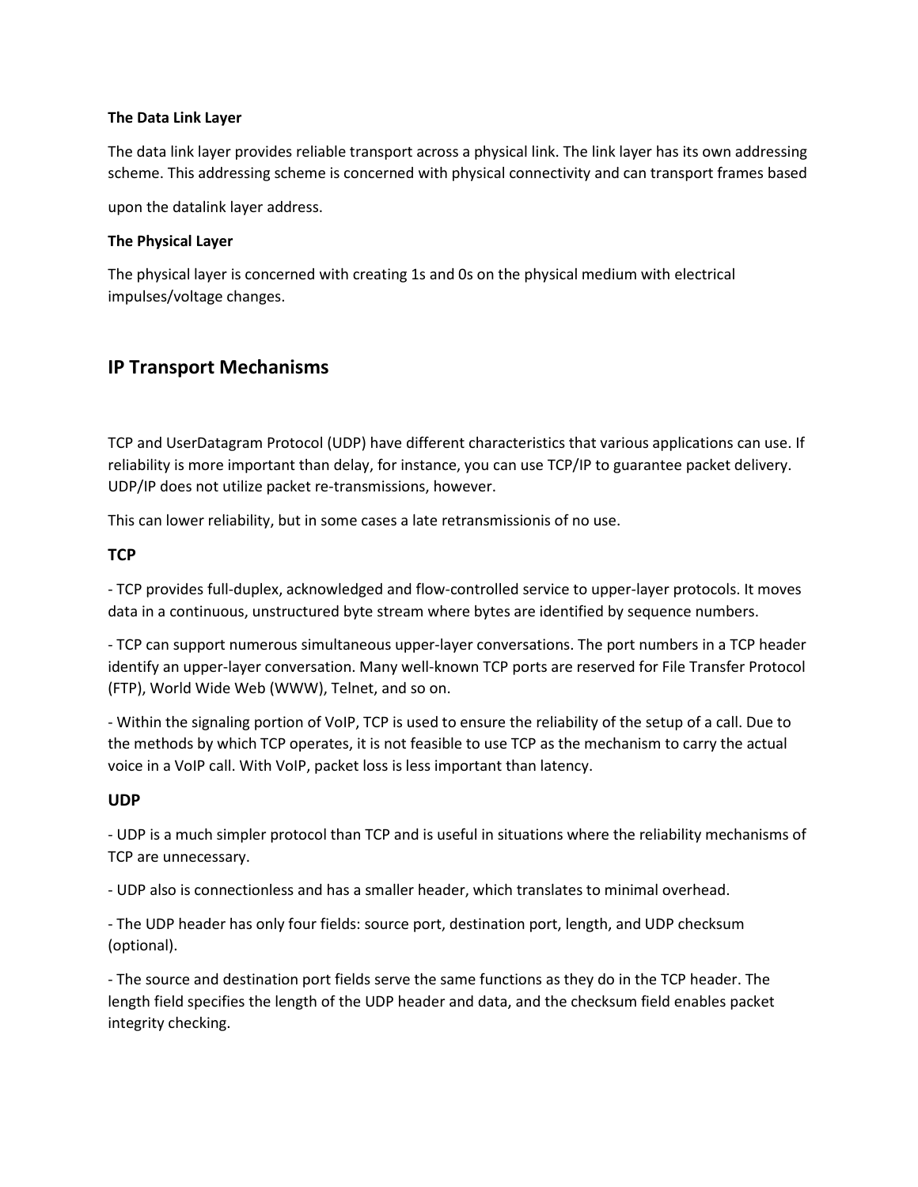**The Data Link Layer**

The data link layer provides reliable transport across a physical link. The link layer has its own addressing scheme. This addressing scheme is concerned with physical connectivity and can transport frames based

upon the datalink layer address.

**The Physical Layer**

The physical layer is concerned with creating 1s and 0s on the physical medium with electrical impulses/voltage changes.

## IP Transport Mechanisms

TCP and UserDatagram Protocol (UDP) have different characteristics that various applications can use. If reliability is more important than delay, for instance, you can use TCP/IP to guarantee packet delivery. UDP/IP does not utilize packet re-transmissions, however.

This can lower reliability, but in some cases a late retransmissionis of no use.

### TCP

- TCP provides full-duplex, acknowledged and flow-controlled service to upper-layer protocols. It moves data in a continuous, unstructured byte stream where bytes are identified by sequence numbers.

- TCP can support numerous simultaneous upper-layer conversations. The port numbers in a TCP header identify an upper-layer conversation. Many well-known TCP ports are reserved for File Transfer Protocol (FTP), World Wide Web (WWW), Telnet, and so on.

- Within the signaling portion of VoIP, TCP is used to ensure the reliability of the setup of a call. Due to the methods by which TCP operates, it is not feasible to use TCP as the mechanism to carry the actual voice in a VoIP call. With VoIP, packet loss is less important than latency.

### UDP

- UDP is a much simpler protocol than TCP and is useful in situations where the reliability mechanisms of TCP are unnecessary.

- UDP also is connectionless and has a smaller header, which translates to minimal overhead.

- The UDP header has only four fields: source port, destination port, length, and UDP checksum (optional).

- The source and destination port fields serve the same functions as they do in the TCP header. The length field specifies the length of the UDP header and data, and the checksum field enables packet integrity checking.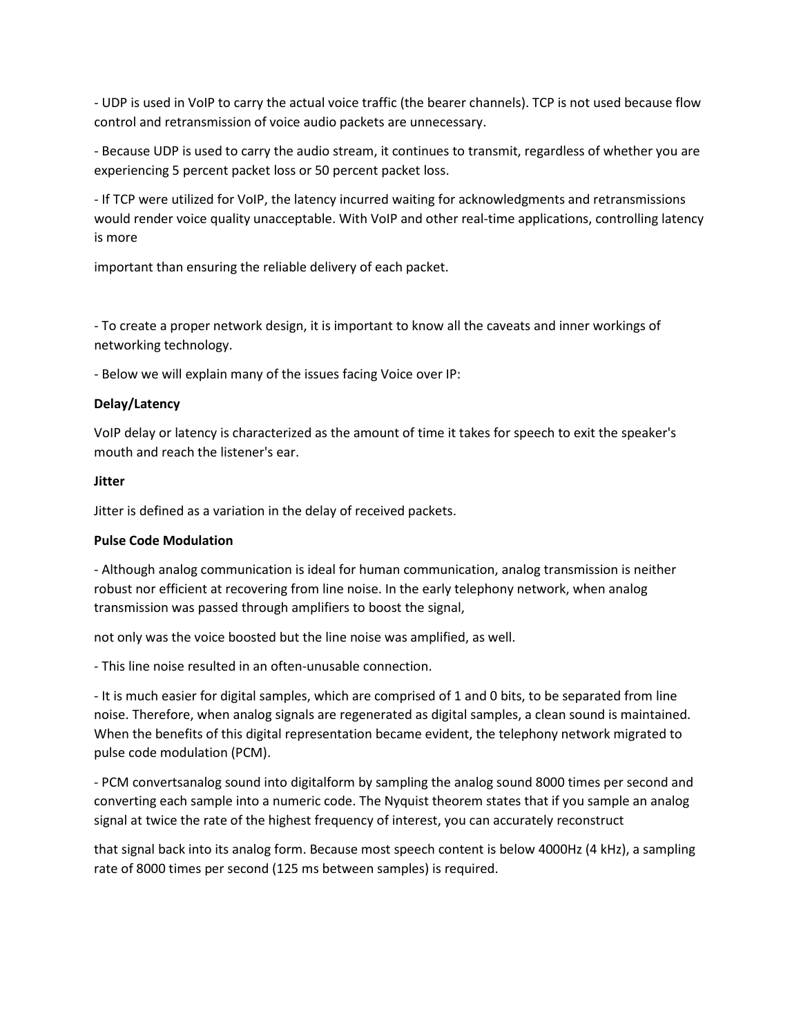- UDP is used in VoIP to carry the actual voice traffic (the bearer channels). TCP is not used because flow control and retransmission of voice audio packets are unnecessary.

- Because UDP is used to carry the audio stream, it continues to transmit, regardless of whether you are experiencing 5 percent packet loss or 50 percent packet loss.

- If TCP were utilized for VoIP, the latency incurred waiting for acknowledgments and retransmissions would render voice quality unacceptable. With VoIP and other real-time applications, controlling latency is more

important than ensuring the reliable delivery of each packet.

- To create a proper network design, it is important to know all the caveats and inner workings of networking technology.

- Below we will explain many of the issues facing Voice over IP:

**Delay/Latency**

VoIP delay or latency is characterized as the amount of time it takes for speech to exit the speaker's mouth and reach the listener's ear.

**Jitter**

Jitter is defined as a variation in the delay of received packets.

**Pulse Code Modulation**

- Although analog communication is ideal for human communication, analog transmission is neither robust nor efficient at recovering from line noise. In the early telephony network, when analog transmission was passed through amplifiers to boost the signal,

not only was the voice boosted but the line noise was amplified, as well.

- This line noise resulted in an often-unusable connection.

- It is much easier for digital samples, which are comprised of 1 and 0 bits, to be separated from line noise. Therefore, when analog signals are regenerated as digital samples, a clean sound is maintained. When the benefits of this digital representation became evident, the telephony network migrated to pulse code modulation (PCM).

- PCM convertsanalog sound into digitalform by sampling the analog sound 8000 times per second and converting each sample into a numeric code. The Nyquist theorem states that if you sample an analog signal at twice the rate of the highest frequency of interest, you can accurately reconstruct

that signal back into its analog form. Because most speech content is below 4000Hz (4 kHz), a sampling rate of 8000 times per second (125 ms between samples) is required.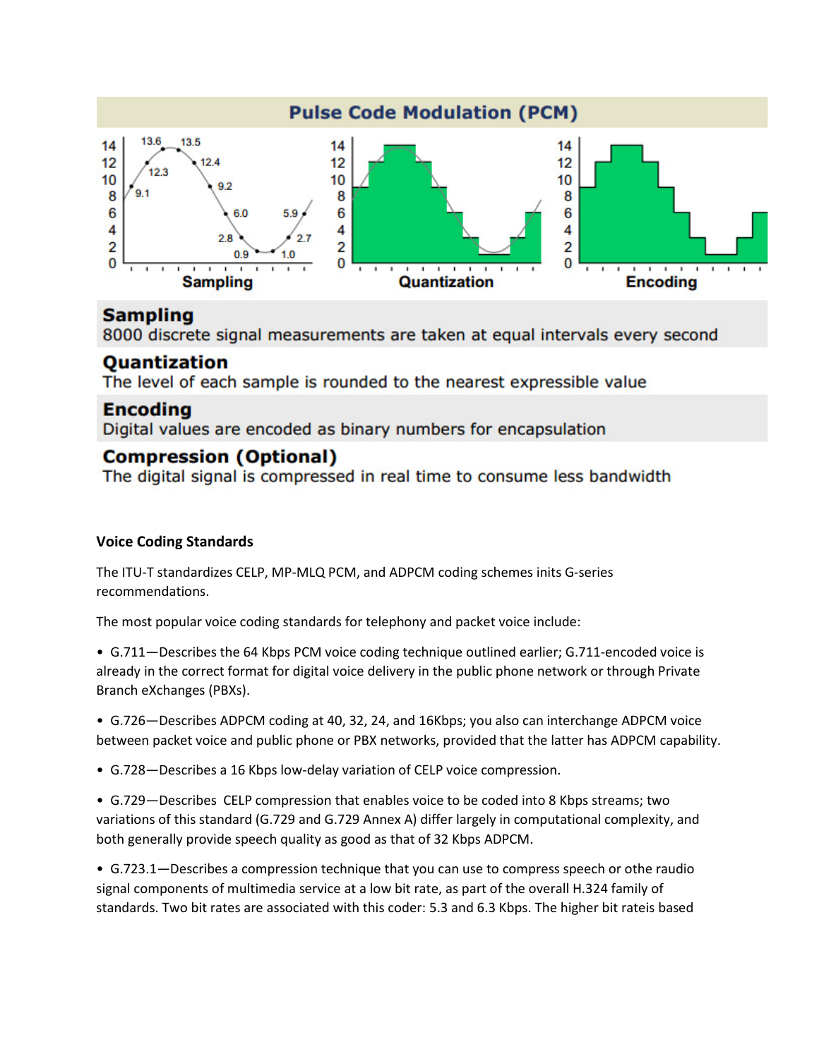## Pulse Code Modulation (PCM)

Sampling | Quantization | Encoding

**Sampling**
8000 discrete signal measurements are taken at equal intervals every second

**Quantization**
The level of each sample is rounded to the nearest expressible value

**Encoding**
Digital values are encoded as binary numbers for encapsulation

**Compression (Optional)**
The digital signal is compressed in real time to consume less bandwidth

**Voice Coding Standards**

The ITU-T standardizes CELP, MP-MLQ PCM, and ADPCM coding schemes inits G-series recommendations.

The most popular voice coding standards for telephony and packet voice include:

- G.711—Describes the 64 Kbps PCM voice coding technique outlined earlier; G.711-encoded voice is already in the correct format for digital voice delivery in the public phone network or through Private Branch eXchanges (PBXs).
- G.726—Describes ADPCM coding at 40, 32, 24, and 16Kbps; you also can interchange ADPCM voice between packet voice and public phone or PBX networks, provided that the latter has ADPCM capability.
- G.728—Describes a 16 Kbps low-delay variation of CELP voice compression.
- G.729—Describes CELP compression that enables voice to be coded into 8 Kbps streams; two variations of this standard (G.729 and G.729 Annex A) differ largely in computational complexity, and both generally provide speech quality as good as that of 32 Kbps ADPCM.
- G.723.1—Describes a compression technique that you can use to compress speech or othe raudio signal components of multimedia service at a low bit rate, as part of the overall H.324 family of standards. Two bit rates are associated with this coder: 5.3 and 6.3 Kbps. The higher bit rateis based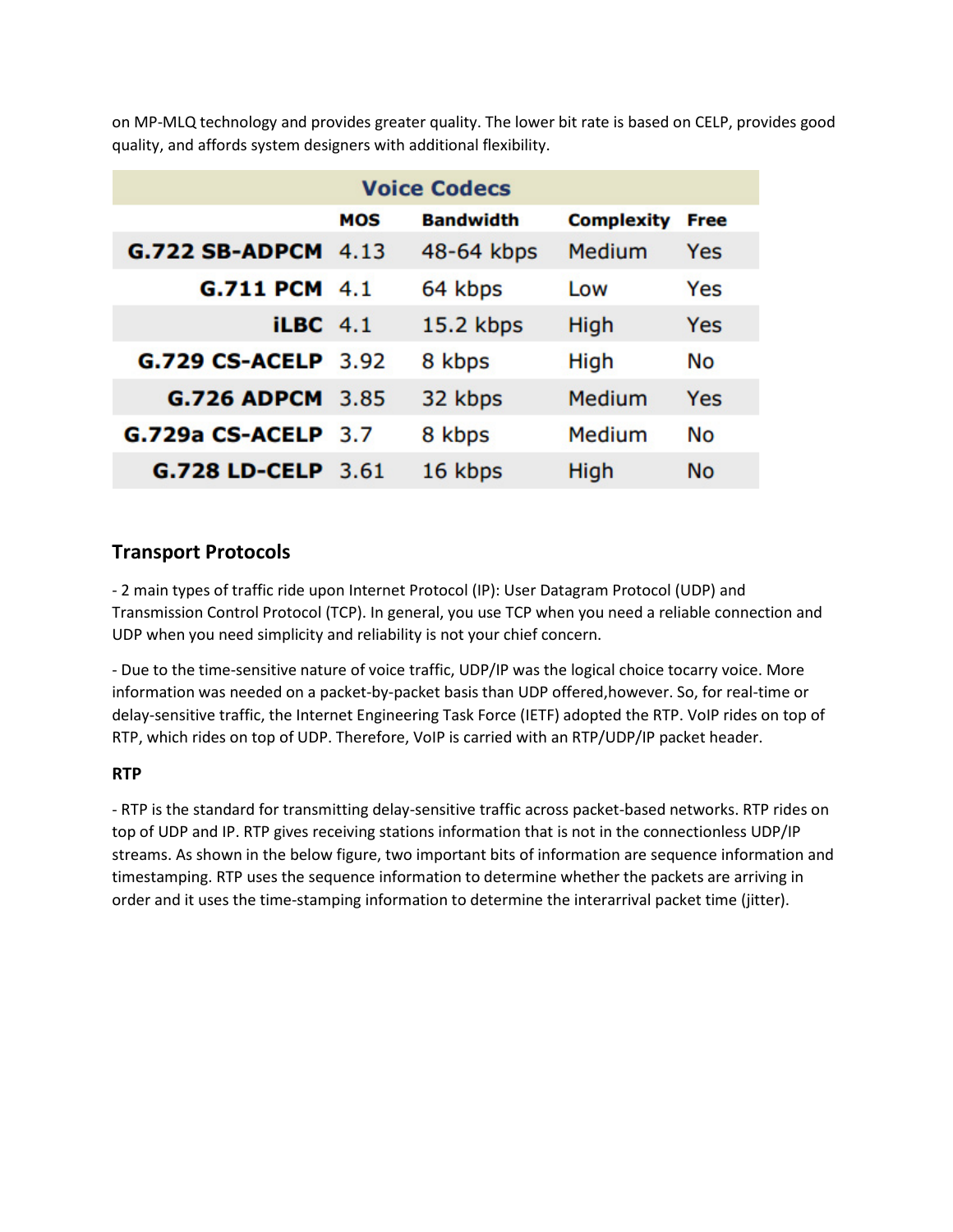on MP-MLQ technology and provides greater quality. The lower bit rate is based on CELP, provides good quality, and affords system designers with additional flexibility.

| Voice Codecs | | | | |
|---|---|---|---|---|
| | **MOS** | **Bandwidth** | **Complexity** | **Free** |
| **G.722 SB-ADPCM** | 4.13 | 48-64 kbps | Medium | Yes |
| **G.711 PCM** | 4.1 | 64 kbps | Low | Yes |
| **iLBC** | 4.1 | 15.2 kbps | High | Yes |
| **G.729 CS-ACELP** | 3.92 | 8 kbps | High | No |
| **G.726 ADPCM** | 3.85 | 32 kbps | Medium | Yes |
| **G.729a CS-ACELP** | 3.7 | 8 kbps | Medium | No |
| **G.728 LD-CELP** | 3.61 | 16 kbps | High | No |

## Transport Protocols

- 2 main types of traffic ride upon Internet Protocol (IP): User Datagram Protocol (UDP) and Transmission Control Protocol (TCP). In general, you use TCP when you need a reliable connection and UDP when you need simplicity and reliability is not your chief concern.

- Due to the time-sensitive nature of voice traffic, UDP/IP was the logical choice tocarry voice. More information was needed on a packet-by-packet basis than UDP offered,however. So, for real-time or delay-sensitive traffic, the Internet Engineering Task Force (IETF) adopted the RTP. VoIP rides on top of RTP, which rides on top of UDP. Therefore, VoIP is carried with an RTP/UDP/IP packet header.

### RTP

- RTP is the standard for transmitting delay-sensitive traffic across packet-based networks. RTP rides on top of UDP and IP. RTP gives receiving stations information that is not in the connectionless UDP/IP streams. As shown in the below figure, two important bits of information are sequence information and timestamping. RTP uses the sequence information to determine whether the packets are arriving in order and it uses the time-stamping information to determine the interarrival packet time (jitter).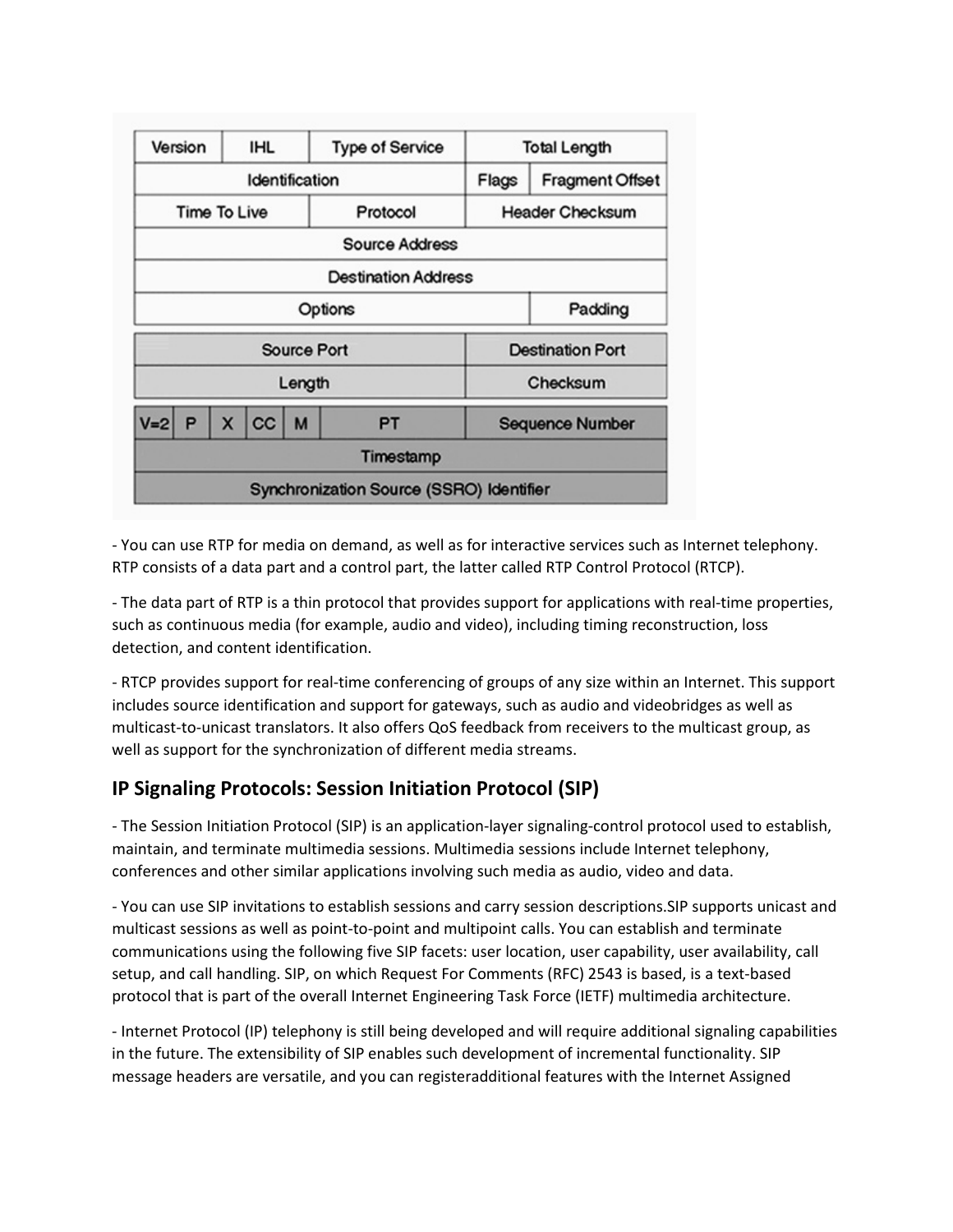| Version | IHL | Type of Service | Total Length | |
|---|---|---|---|---|
| Identification | | | Flags | Fragment Offset |
| Time To Live | | Protocol | Header Checksum | |
| Source Address | | | | |
| Destination Address | | | | |
| Options | | | | Padding |

| Source Port | Destination Port |
|---|---|
| Length | Checksum |

| V=2 | P | X | CC | M | PT | Sequence Number |
|---|---|---|---|---|---|---|
| Timestamp | | | | | | |
| Synchronization Source (SSRO) Identifier | | | | | | |

- You can use RTP for media on demand, as well as for interactive services such as Internet telephony. RTP consists of a data part and a control part, the latter called RTP Control Protocol (RTCP).

- The data part of RTP is a thin protocol that provides support for applications with real-time properties, such as continuous media (for example, audio and video), including timing reconstruction, loss detection, and content identification.

- RTCP provides support for real-time conferencing of groups of any size within an Internet. This support includes source identification and support for gateways, such as audio and videobridges as well as multicast-to-unicast translators. It also offers QoS feedback from receivers to the multicast group, as well as support for the synchronization of different media streams.

## IP Signaling Protocols: Session Initiation Protocol (SIP)

- The Session Initiation Protocol (SIP) is an application-layer signaling-control protocol used to establish, maintain, and terminate multimedia sessions. Multimedia sessions include Internet telephony, conferences and other similar applications involving such media as audio, video and data.

- You can use SIP invitations to establish sessions and carry session descriptions.SIP supports unicast and multicast sessions as well as point-to-point and multipoint calls. You can establish and terminate communications using the following five SIP facets: user location, user capability, user availability, call setup, and call handling. SIP, on which Request For Comments (RFC) 2543 is based, is a text-based protocol that is part of the overall Internet Engineering Task Force (IETF) multimedia architecture.

- Internet Protocol (IP) telephony is still being developed and will require additional signaling capabilities in the future. The extensibility of SIP enables such development of incremental functionality. SIP message headers are versatile, and you can registeradditional features with the Internet Assigned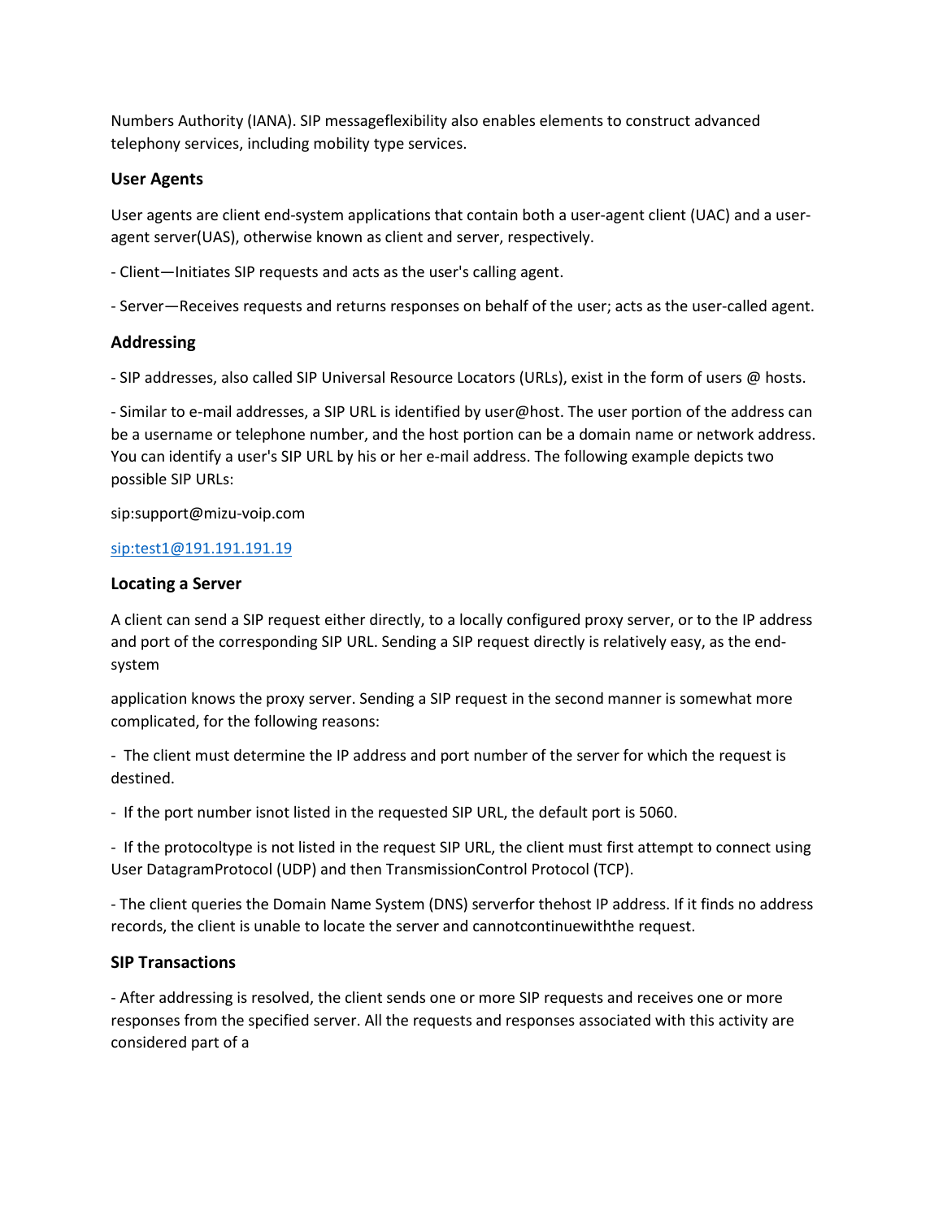Numbers Authority (IANA). SIP messageflexibility also enables elements to construct advanced telephony services, including mobility type services.

### User Agents

User agents are client end-system applications that contain both a user-agent client (UAC) and a user-agent server(UAS), otherwise known as client and server, respectively.

- Client—Initiates SIP requests and acts as the user's calling agent.

- Server—Receives requests and returns responses on behalf of the user; acts as the user-called agent.

### Addressing

- SIP addresses, also called SIP Universal Resource Locators (URLs), exist in the form of users @ hosts.

- Similar to e-mail addresses, a SIP URL is identified by user@host. The user portion of the address can be a username or telephone number, and the host portion can be a domain name or network address. You can identify a user's SIP URL by his or her e-mail address. The following example depicts two possible SIP URLs:

sip:support@mizu-voip.com

sip:test1@191.191.191.19

### Locating a Server

A client can send a SIP request either directly, to a locally configured proxy server, or to the IP address and port of the corresponding SIP URL. Sending a SIP request directly is relatively easy, as the end-system

application knows the proxy server. Sending a SIP request in the second manner is somewhat more complicated, for the following reasons:

- The client must determine the IP address and port number of the server for which the request is destined.

- If the port number isnot listed in the requested SIP URL, the default port is 5060.

- If the protocoltype is not listed in the request SIP URL, the client must first attempt to connect using User DatagramProtocol (UDP) and then TransmissionControl Protocol (TCP).

- The client queries the Domain Name System (DNS) serverfor thehost IP address. If it finds no address records, the client is unable to locate the server and cannotcontinuewiththe request.

### SIP Transactions

- After addressing is resolved, the client sends one or more SIP requests and receives one or more responses from the specified server. All the requests and responses associated with this activity are considered part of a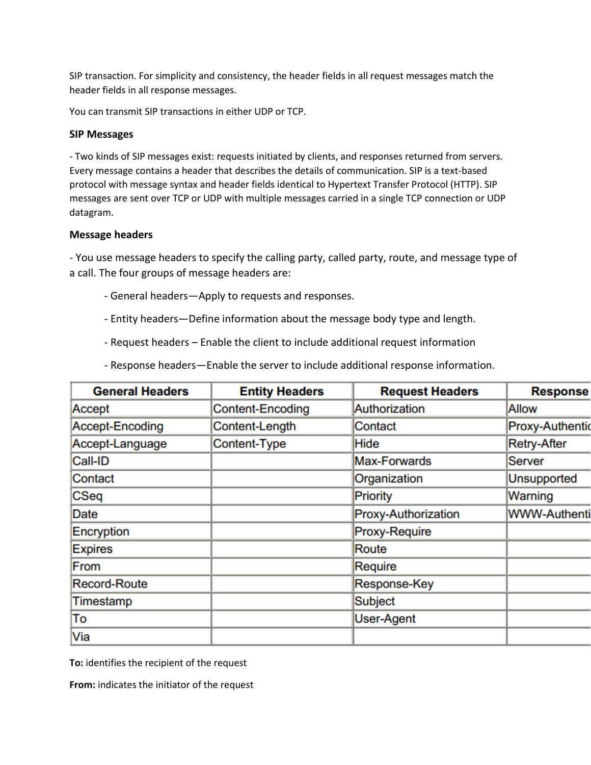SIP transaction. For simplicity and consistency, the header fields in all request messages match the header fields in all response messages.

You can transmit SIP transactions in either UDP or TCP.

**SIP Messages**

- Two kinds of SIP messages exist: requests initiated by clients, and responses returned from servers. Every message contains a header that describes the details of communication. SIP is a text-based protocol with message syntax and header fields identical to Hypertext Transfer Protocol (HTTP). SIP messages are sent over TCP or UDP with multiple messages carried in a single TCP connection or UDP datagram.

**Message headers**

- You use message headers to specify the calling party, called party, route, and message type of a call. The four groups of message headers are:

  - General headers—Apply to requests and responses.
  - Entity headers—Define information about the message body type and length.
  - Request headers – Enable the client to include additional request information
  - Response headers—Enable the server to include additional response information.

| General Headers | Entity Headers | Request Headers | Response |
|---|---|---|---|
| Accept | Content-Encoding | Authorization | Allow |
| Accept-Encoding | Content-Length | Contact | Proxy-Authentic |
| Accept-Language | Content-Type | Hide | Retry-After |
| Call-ID | | Max-Forwards | Server |
| Contact | | Organization | Unsupported |
| CSeq | | Priority | Warning |
| Date | | Proxy-Authorization | WWW-Authenti |
| Encryption | | Proxy-Require | |
| Expires | | Route | |
| From | | Require | |
| Record-Route | | Response-Key | |
| Timestamp | | Subject | |
| To | | User-Agent | |
| Via | | | |

**To:** identifies the recipient of the request

**From:** indicates the initiator of the request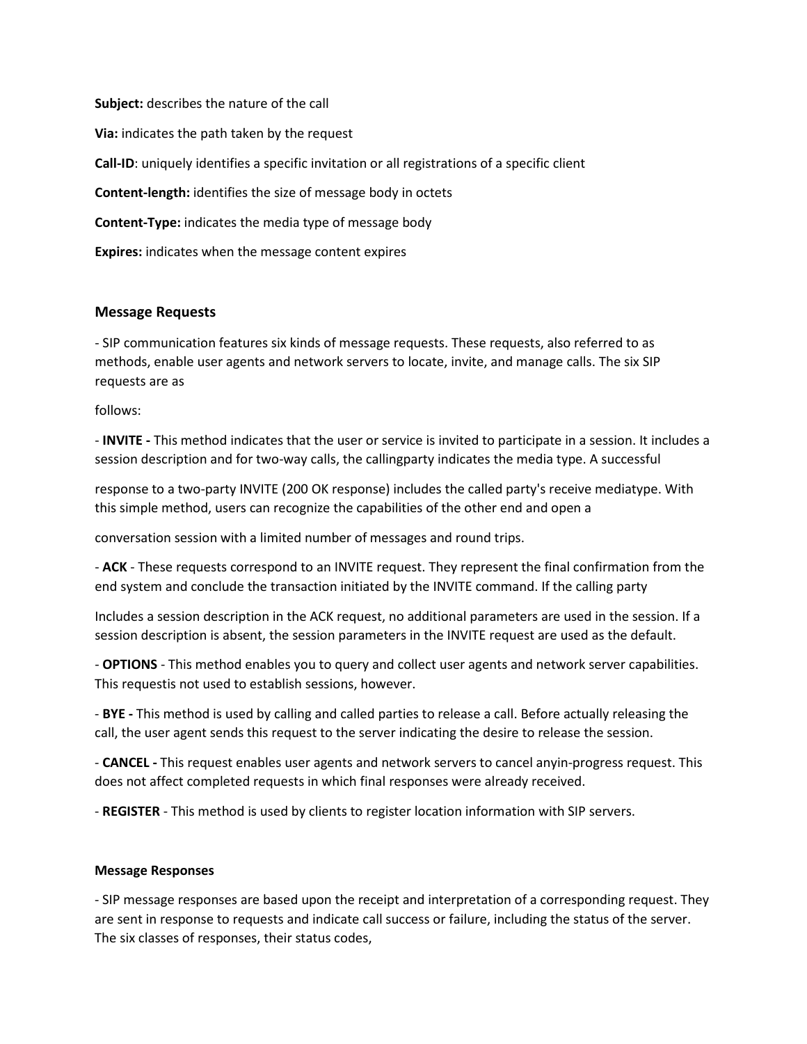**Subject:** describes the nature of the call

**Via:** indicates the path taken by the request

**Call-ID**: uniquely identifies a specific invitation or all registrations of a specific client

**Content-length:** identifies the size of message body in octets

**Content-Type:** indicates the media type of message body

**Expires:** indicates when the message content expires

### Message Requests

- SIP communication features six kinds of message requests. These requests, also referred to as methods, enable user agents and network servers to locate, invite, and manage calls. The six SIP requests are as

follows:

- **INVITE -** This method indicates that the user or service is invited to participate in a session. It includes a session description and for two-way calls, the callingparty indicates the media type. A successful

response to a two-party INVITE (200 OK response) includes the called party's receive mediatype. With this simple method, users can recognize the capabilities of the other end and open a

conversation session with a limited number of messages and round trips.

- **ACK** - These requests correspond to an INVITE request. They represent the final confirmation from the end system and conclude the transaction initiated by the INVITE command. If the calling party

Includes a session description in the ACK request, no additional parameters are used in the session. If a session description is absent, the session parameters in the INVITE request are used as the default.

- **OPTIONS** - This method enables you to query and collect user agents and network server capabilities. This requestis not used to establish sessions, however.

- **BYE -** This method is used by calling and called parties to release a call. Before actually releasing the call, the user agent sends this request to the server indicating the desire to release the session.

- **CANCEL -** This request enables user agents and network servers to cancel anyin-progress request. This does not affect completed requests in which final responses were already received.

- **REGISTER** - This method is used by clients to register location information with SIP servers.

**Message Responses**

- SIP message responses are based upon the receipt and interpretation of a corresponding request. They are sent in response to requests and indicate call success or failure, including the status of the server. The six classes of responses, their status codes,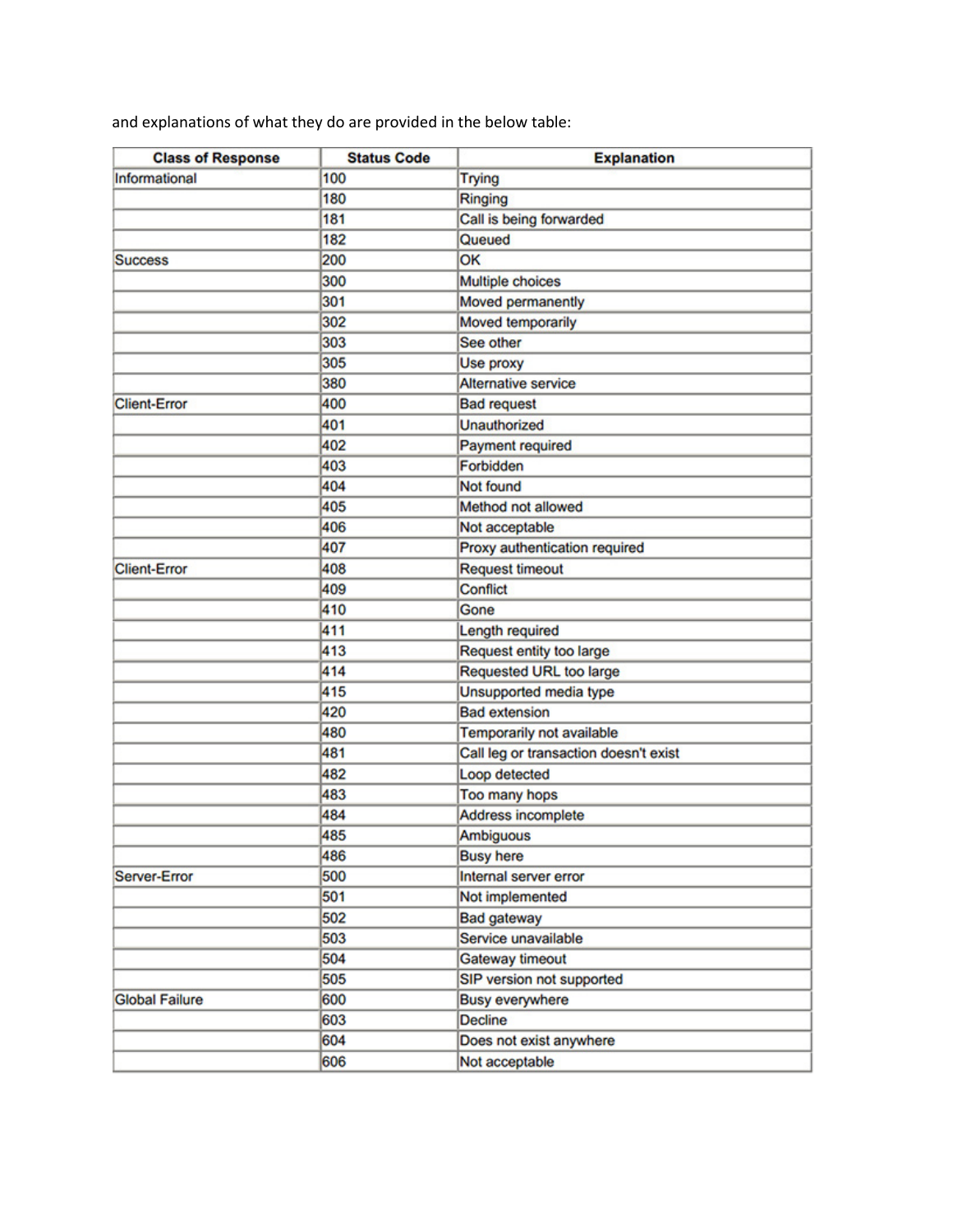and explanations of what they do are provided in the below table:

| Class of Response | Status Code | Explanation |
|---|---|---|
| Informational | 100 | Trying |
| | 180 | Ringing |
| | 181 | Call is being forwarded |
| | 182 | Queued |
| Success | 200 | OK |
| | 300 | Multiple choices |
| | 301 | Moved permanently |
| | 302 | Moved temporarily |
| | 303 | See other |
| | 305 | Use proxy |
| | 380 | Alternative service |
| Client-Error | 400 | Bad request |
| | 401 | Unauthorized |
| | 402 | Payment required |
| | 403 | Forbidden |
| | 404 | Not found |
| | 405 | Method not allowed |
| | 406 | Not acceptable |
| | 407 | Proxy authentication required |
| Client-Error | 408 | Request timeout |
| | 409 | Conflict |
| | 410 | Gone |
| | 411 | Length required |
| | 413 | Request entity too large |
| | 414 | Requested URL too large |
| | 415 | Unsupported media type |
| | 420 | Bad extension |
| | 480 | Temporarily not available |
| | 481 | Call leg or transaction doesn't exist |
| | 482 | Loop detected |
| | 483 | Too many hops |
| | 484 | Address incomplete |
| | 485 | Ambiguous |
| | 486 | Busy here |
| Server-Error | 500 | Internal server error |
| | 501 | Not implemented |
| | 502 | Bad gateway |
| | 503 | Service unavailable |
| | 504 | Gateway timeout |
| | 505 | SIP version not supported |
| Global Failure | 600 | Busy everywhere |
| | 603 | Decline |
| | 604 | Does not exist anywhere |
| | 606 | Not acceptable |